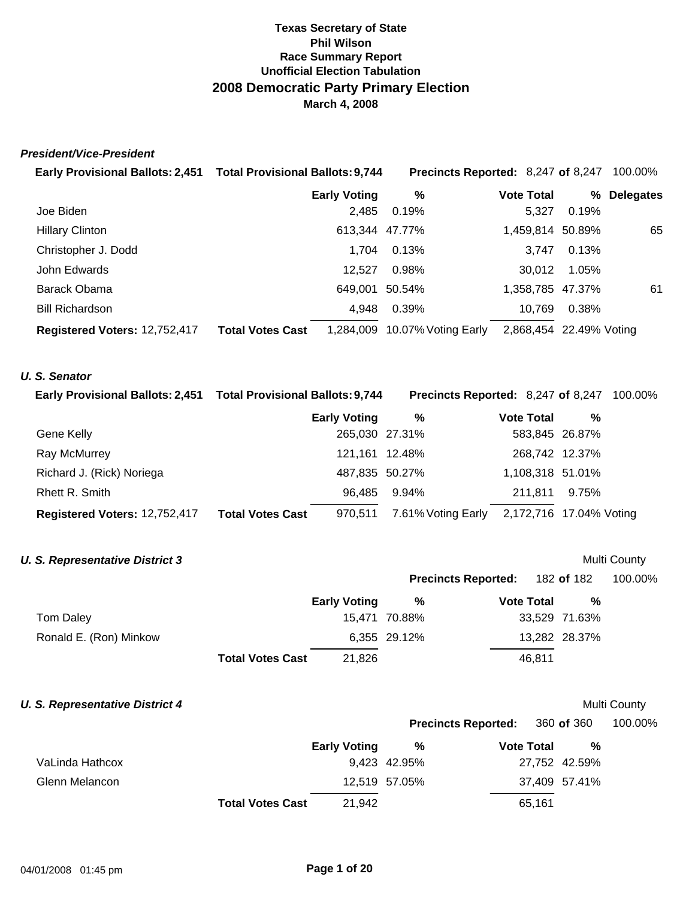**Texas Secretary of State**
**Phil Wilson**
**Race Summary Report**
**Unofficial Election Tabulation**

# 2008 Democratic Party Primary Election

**March 4, 2008**

### *President/Vice-President*

**Early Provisional Ballots:** 2,451 **Total Provisional Ballots:** 9,744 **Precincts Reported:** 8,247 **of** 8,247 100.00%

| | Early Voting | % | Vote Total | % | Delegates |
|---|---|---|---|---|---|
| Joe Biden | 2,485 | 0.19% | 5,327 | 0.19% | |
| Hillary Clinton | 613,344 | 47.77% | 1,459,814 | 50.89% | 65 |
| Christopher J. Dodd | 1,704 | 0.13% | 3,747 | 0.13% | |
| John Edwards | 12,527 | 0.98% | 30,012 | 1.05% | |
| Barack Obama | 649,001 | 50.54% | 1,358,785 | 47.37% | 61 |
| Bill Richardson | 4,948 | 0.39% | 10,769 | 0.38% | |
| **Registered Voters:** 12,752,417 **Total Votes Cast** | 1,284,009 | 10.07% Voting Early | 2,868,454 | 22.49% Voting | |

### *U. S. Senator*

**Early Provisional Ballots:** 2,451 **Total Provisional Ballots:** 9,744 **Precincts Reported:** 8,247 **of** 8,247 100.00%

| | Early Voting | % | Vote Total | % |
|---|---|---|---|---|
| Gene Kelly | 265,030 | 27.31% | 583,845 | 26.87% |
| Ray McMurrey | 121,161 | 12.48% | 268,742 | 12.37% |
| Richard J. (Rick) Noriega | 487,835 | 50.27% | 1,108,318 | 51.01% |
| Rhett R. Smith | 96,485 | 9.94% | 211,811 | 9.75% |
| **Registered Voters:** 12,752,417 **Total Votes Cast** | 970,511 | 7.61% Voting Early | 2,172,716 | 17.04% Voting |

### *U. S. Representative District 3*

Multi County

**Precincts Reported:** 182 **of** 182 100.00%

| | Early Voting | % | Vote Total | % |
|---|---|---|---|---|
| Tom Daley | 15,471 | 70.88% | 33,529 | 71.63% |
| Ronald E. (Ron) Minkow | 6,355 | 29.12% | 13,282 | 28.37% |
| **Total Votes Cast** | 21,826 | | 46,811 | |

### *U. S. Representative District 4*

Multi County

**Precincts Reported:** 360 **of** 360 100.00%

| | Early Voting | % | Vote Total | % |
|---|---|---|---|---|
| VaLinda Hathcox | 9,423 | 42.95% | 27,752 | 42.59% |
| Glenn Melancon | 12,519 | 57.05% | 37,409 | 57.41% |
| **Total Votes Cast** | 21,942 | | 65,161 | |

04/01/2008 01:45 pm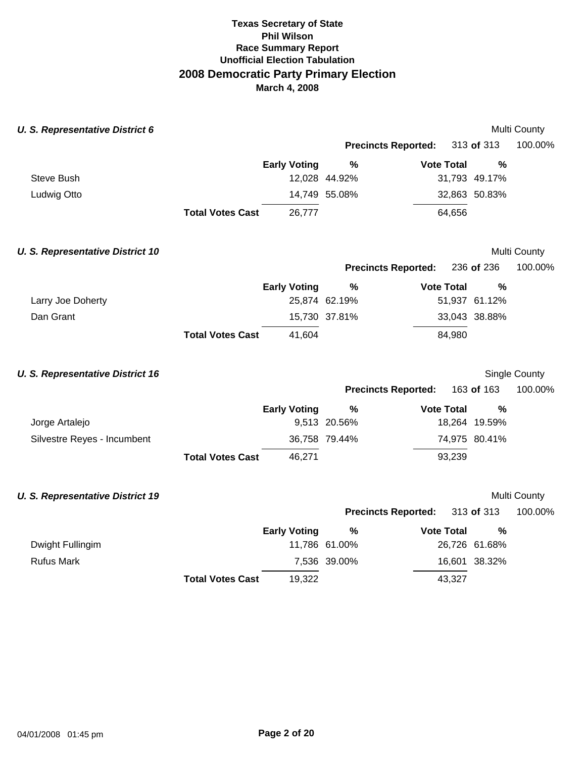**Texas Secretary of State**
**Phil Wilson**
**Race Summary Report**
**Unofficial Election Tabulation**

# 2008 Democratic Party Primary Election

**March 4, 2008**

### *U. S. Representative District 6*

Multi County

**Precincts Reported:** 313 **of** 313 100.00%

| | Early Voting | % | Vote Total | % |
|---|---|---|---|---|
| Steve Bush | 12,028 | 44.92% | 31,793 | 49.17% |
| Ludwig Otto | 14,749 | 55.08% | 32,863 | 50.83% |
| **Total Votes Cast** | 26,777 | | 64,656 | |

### *U. S. Representative District 10*

Multi County

**Precincts Reported:** 236 **of** 236 100.00%

| | Early Voting | % | Vote Total | % |
|---|---|---|---|---|
| Larry Joe Doherty | 25,874 | 62.19% | 51,937 | 61.12% |
| Dan Grant | 15,730 | 37.81% | 33,043 | 38.88% |
| **Total Votes Cast** | 41,604 | | 84,980 | |

### *U. S. Representative District 16*

Single County

**Precincts Reported:** 163 **of** 163 100.00%

| | Early Voting | % | Vote Total | % |
|---|---|---|---|---|
| Jorge Artalejo | 9,513 | 20.56% | 18,264 | 19.59% |
| Silvestre Reyes - Incumbent | 36,758 | 79.44% | 74,975 | 80.41% |
| **Total Votes Cast** | 46,271 | | 93,239 | |

### *U. S. Representative District 19*

Multi County

**Precincts Reported:** 313 **of** 313 100.00%

| | Early Voting | % | Vote Total | % |
|---|---|---|---|---|
| Dwight Fullingim | 11,786 | 61.00% | 26,726 | 61.68% |
| Rufus Mark | 7,536 | 39.00% | 16,601 | 38.32% |
| **Total Votes Cast** | 19,322 | | 43,327 | |

04/01/2008 01:45 pm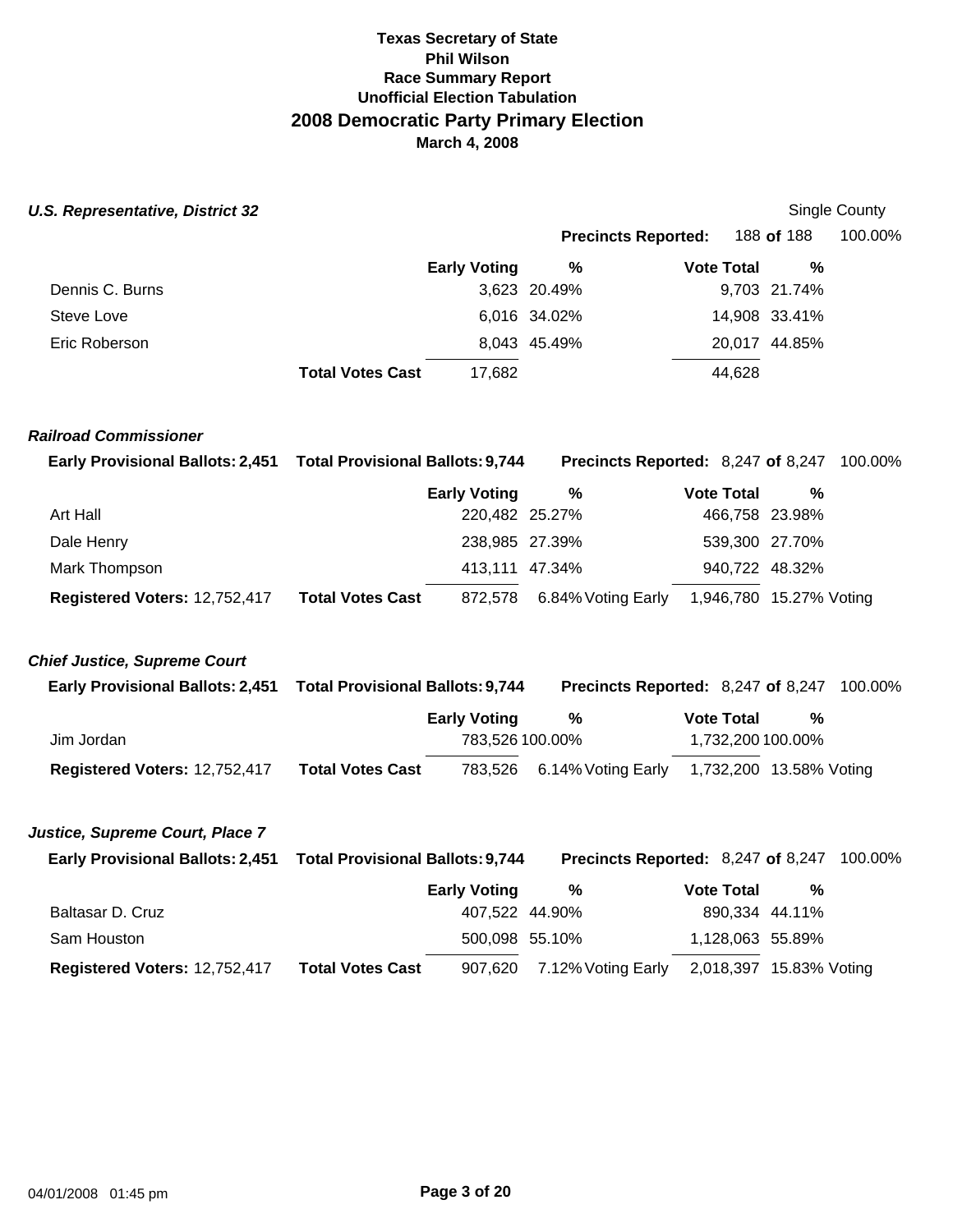**Texas Secretary of State**
**Phil Wilson**
**Race Summary Report**
**Unofficial Election Tabulation**

## 2008 Democratic Party Primary Election

**March 4, 2008**

### *U.S. Representative, District 32*

Single County

**Precincts Reported:** 188 **of** 188 100.00%

| | | Early Voting | % | Vote Total | % |
|---|---|---|---|---|---|
| Dennis C. Burns | | 3,623 | 20.49% | 9,703 | 21.74% |
| Steve Love | | 6,016 | 34.02% | 14,908 | 33.41% |
| Eric Roberson | | 8,043 | 45.49% | 20,017 | 44.85% |
| | **Total Votes Cast** | 17,682 | | 44,628 | |

### *Railroad Commissioner*

**Early Provisional Ballots:** 2,451 **Total Provisional Ballots:** 9,744 **Precincts Reported:** 8,247 **of** 8,247 100.00%

| | | Early Voting | % | Vote Total | % |
|---|---|---|---|---|---|
| Art Hall | | 220,482 | 25.27% | 466,758 | 23.98% |
| Dale Henry | | 238,985 | 27.39% | 539,300 | 27.70% |
| Mark Thompson | | 413,111 | 47.34% | 940,722 | 48.32% |
| **Registered Voters:** 12,752,417 | **Total Votes Cast** | 872,578 | 6.84% Voting Early | 1,946,780 | 15.27% Voting |

### *Chief Justice, Supreme Court*

**Early Provisional Ballots:** 2,451 **Total Provisional Ballots:** 9,744 **Precincts Reported:** 8,247 **of** 8,247 100.00%

| | | Early Voting | % | Vote Total | % |
|---|---|---|---|---|---|
| Jim Jordan | | 783,526 | 100.00% | 1,732,200 | 100.00% |
| **Registered Voters:** 12,752,417 | **Total Votes Cast** | 783,526 | 6.14% Voting Early | 1,732,200 | 13.58% Voting |

### *Justice, Supreme Court, Place 7*

**Early Provisional Ballots:** 2,451 **Total Provisional Ballots:** 9,744 **Precincts Reported:** 8,247 **of** 8,247 100.00%

| | | Early Voting | % | Vote Total | % |
|---|---|---|---|---|---|
| Baltasar D. Cruz | | 407,522 | 44.90% | 890,334 | 44.11% |
| Sam Houston | | 500,098 | 55.10% | 1,128,063 | 55.89% |
| **Registered Voters:** 12,752,417 | **Total Votes Cast** | 907,620 | 7.12% Voting Early | 2,018,397 | 15.83% Voting |

04/01/2008 01:45 pm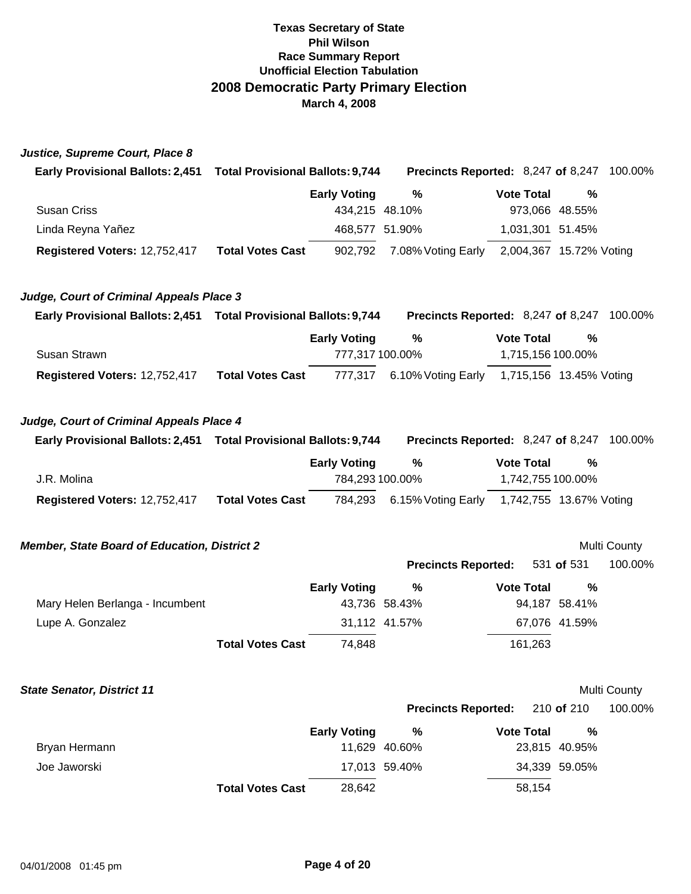**Texas Secretary of State**
**Phil Wilson**
**Race Summary Report**
**Unofficial Election Tabulation**

## 2008 Democratic Party Primary Election

**March 4, 2008**

### *Justice, Supreme Court, Place 8*

**Early Provisional Ballots:** 2,451 **Total Provisional Ballots:** 9,744 **Precincts Reported:** 8,247 **of** 8,247 100.00%

| | | Early Voting | % | Vote Total | % |
|---|---|---|---|---|---|
| Susan Criss | | 434,215 | 48.10% | 973,066 | 48.55% |
| Linda Reyna Yañez | | 468,577 | 51.90% | 1,031,301 | 51.45% |
| **Registered Voters:** 12,752,417 | **Total Votes Cast** | 902,792 | 7.08% Voting Early | 2,004,367 | 15.72% Voting |

### *Judge, Court of Criminal Appeals Place 3*

**Early Provisional Ballots:** 2,451 **Total Provisional Ballots:** 9,744 **Precincts Reported:** 8,247 **of** 8,247 100.00%

| | | Early Voting | % | Vote Total | % |
|---|---|---|---|---|---|
| Susan Strawn | | 777,317 | 100.00% | 1,715,156 | 100.00% |
| **Registered Voters:** 12,752,417 | **Total Votes Cast** | 777,317 | 6.10% Voting Early | 1,715,156 | 13.45% Voting |

### *Judge, Court of Criminal Appeals Place 4*

**Early Provisional Ballots:** 2,451 **Total Provisional Ballots:** 9,744 **Precincts Reported:** 8,247 **of** 8,247 100.00%

| | | Early Voting | % | Vote Total | % |
|---|---|---|---|---|---|
| J.R. Molina | | 784,293 | 100.00% | 1,742,755 | 100.00% |
| **Registered Voters:** 12,752,417 | **Total Votes Cast** | 784,293 | 6.15% Voting Early | 1,742,755 | 13.67% Voting |

### *Member, State Board of Education, District 2*

Multi County

**Precincts Reported:** 531 **of** 531 100.00%

| | | Early Voting | % | Vote Total | % |
|---|---|---|---|---|---|
| Mary Helen Berlanga - Incumbent | | 43,736 | 58.43% | 94,187 | 58.41% |
| Lupe A. Gonzalez | | 31,112 | 41.57% | 67,076 | 41.59% |
| | **Total Votes Cast** | 74,848 | | 161,263 | |

### *State Senator, District 11*

Multi County

**Precincts Reported:** 210 **of** 210 100.00%

| | | Early Voting | % | Vote Total | % |
|---|---|---|---|---|---|
| Bryan Hermann | | 11,629 | 40.60% | 23,815 | 40.95% |
| Joe Jaworski | | 17,013 | 59.40% | 34,339 | 59.05% |
| | **Total Votes Cast** | 28,642 | | 58,154 | |

04/01/2008 01:45 pm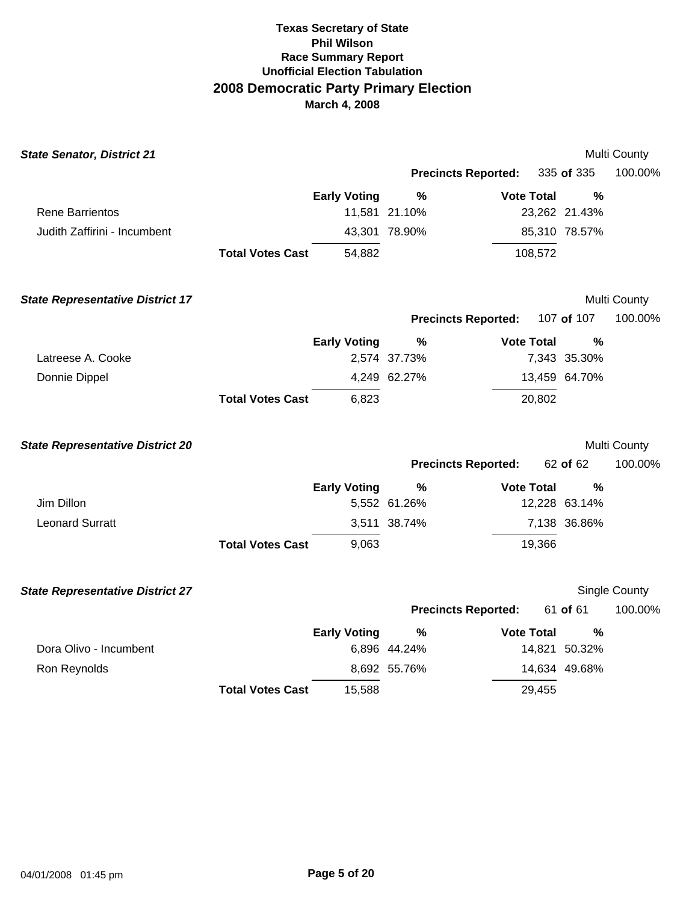**Texas Secretary of State**
**Phil Wilson**
**Race Summary Report**
**Unofficial Election Tabulation**

# 2008 Democratic Party Primary Election

**March 4, 2008**

### *State Senator, District 21*

Multi County

**Precincts Reported:** 335 **of** 335 100.00%

| | Early Voting | % | Vote Total | % |
|---|---|---|---|---|
| Rene Barrientos | 11,581 | 21.10% | 23,262 | 21.43% |
| Judith Zaffirini - Incumbent | 43,301 | 78.90% | 85,310 | 78.57% |
| **Total Votes Cast** | 54,882 | | 108,572 | |

### *State Representative District 17*

Multi County

**Precincts Reported:** 107 **of** 107 100.00%

| | Early Voting | % | Vote Total | % |
|---|---|---|---|---|
| Latreese A. Cooke | 2,574 | 37.73% | 7,343 | 35.30% |
| Donnie Dippel | 4,249 | 62.27% | 13,459 | 64.70% |
| **Total Votes Cast** | 6,823 | | 20,802 | |

### *State Representative District 20*

Multi County

**Precincts Reported:** 62 **of** 62 100.00%

| | Early Voting | % | Vote Total | % |
|---|---|---|---|---|
| Jim Dillon | 5,552 | 61.26% | 12,228 | 63.14% |
| Leonard Surratt | 3,511 | 38.74% | 7,138 | 36.86% |
| **Total Votes Cast** | 9,063 | | 19,366 | |

### *State Representative District 27*

Single County

**Precincts Reported:** 61 **of** 61 100.00%

| | Early Voting | % | Vote Total | % |
|---|---|---|---|---|
| Dora Olivo - Incumbent | 6,896 | 44.24% | 14,821 | 50.32% |
| Ron Reynolds | 8,692 | 55.76% | 14,634 | 49.68% |
| **Total Votes Cast** | 15,588 | | 29,455 | |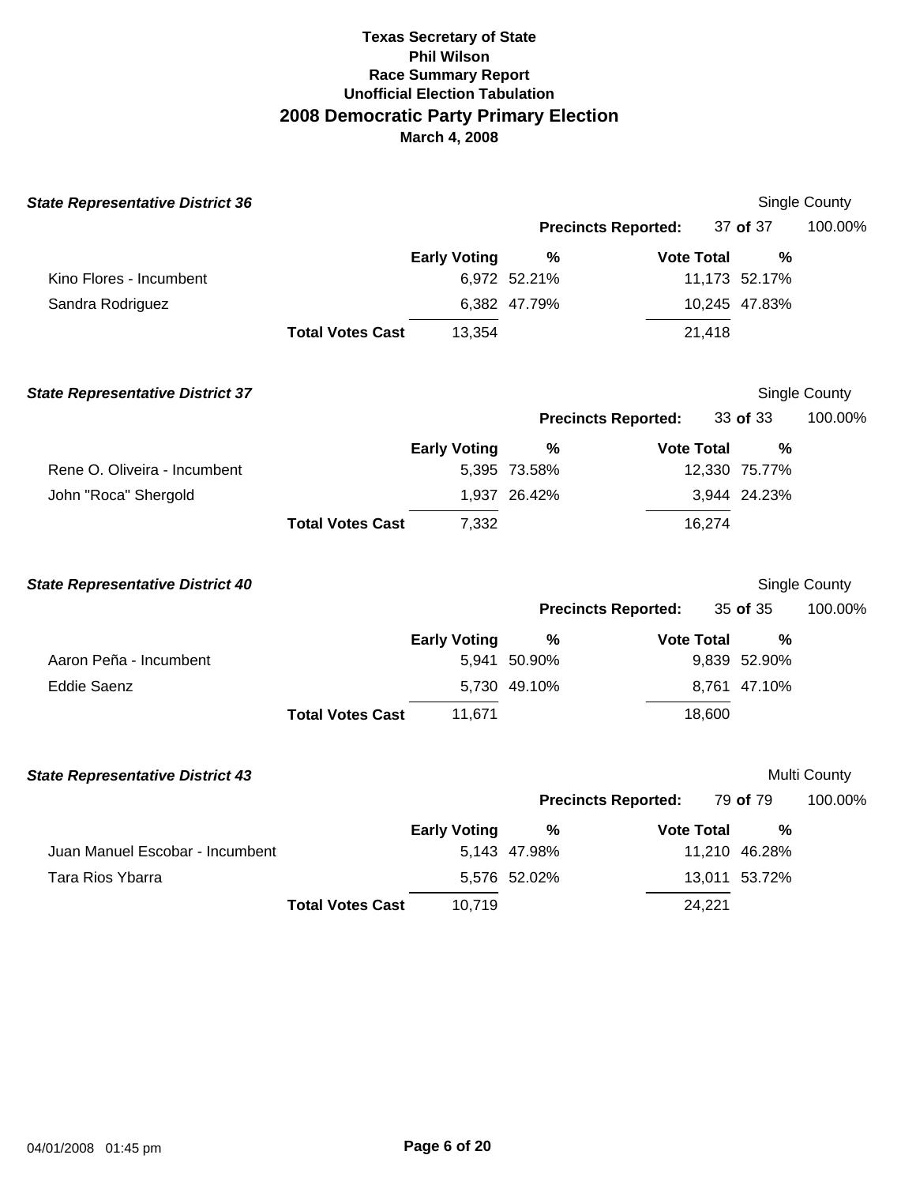# Texas Secretary of State
## Phil Wilson
### Race Summary Report
### Unofficial Election Tabulation
## 2008 Democratic Party Primary Election
### March 4, 2008

***State Representative District 36*** — Single County

**Precincts Reported:** 37 **of** 37 — 100.00%

| | Early Voting | % | Vote Total | % |
|---|---|---|---|---|
| Kino Flores - Incumbent | 6,972 | 52.21% | 11,173 | 52.17% |
| Sandra Rodriguez | 6,382 | 47.79% | 10,245 | 47.83% |
| **Total Votes Cast** | 13,354 | | 21,418 | |

***State Representative District 37*** — Single County

**Precincts Reported:** 33 **of** 33 — 100.00%

| | Early Voting | % | Vote Total | % |
|---|---|---|---|---|
| Rene O. Oliveira - Incumbent | 5,395 | 73.58% | 12,330 | 75.77% |
| John "Roca" Shergold | 1,937 | 26.42% | 3,944 | 24.23% |
| **Total Votes Cast** | 7,332 | | 16,274 | |

***State Representative District 40*** — Single County

**Precincts Reported:** 35 **of** 35 — 100.00%

| | Early Voting | % | Vote Total | % |
|---|---|---|---|---|
| Aaron Peña - Incumbent | 5,941 | 50.90% | 9,839 | 52.90% |
| Eddie Saenz | 5,730 | 49.10% | 8,761 | 47.10% |
| **Total Votes Cast** | 11,671 | | 18,600 | |

***State Representative District 43*** — Multi County

**Precincts Reported:** 79 **of** 79 — 100.00%

| | Early Voting | % | Vote Total | % |
|---|---|---|---|---|
| Juan Manuel Escobar - Incumbent | 5,143 | 47.98% | 11,210 | 46.28% |
| Tara Rios Ybarra | 5,576 | 52.02% | 13,011 | 53.72% |
| **Total Votes Cast** | 10,719 | | 24,221 | |

04/01/2008 01:45 pm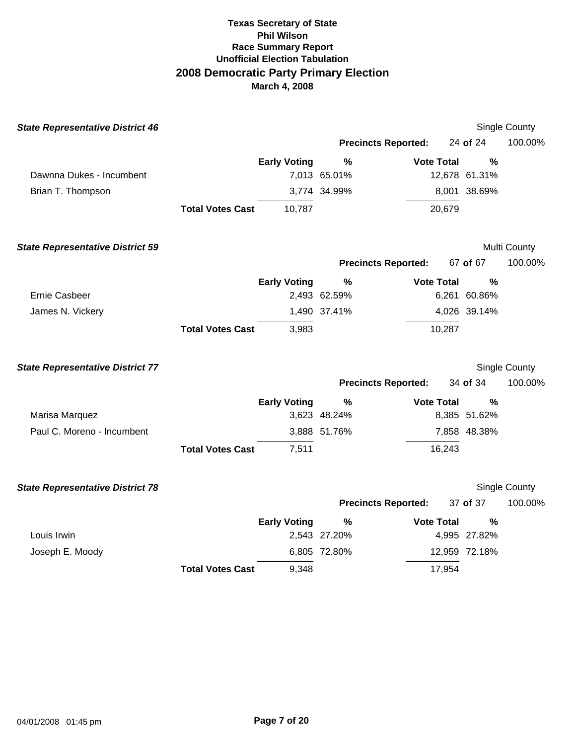**Texas Secretary of State**
**Phil Wilson**
**Race Summary Report**
**Unofficial Election Tabulation**

# 2008 Democratic Party Primary Election

**March 4, 2008**

### *State Representative District 46*

Single County

**Precincts Reported:** 24 **of** 24 100.00%

| | | Early Voting | % | Vote Total | % |
|---|---|---|---|---|---|
| Dawnna Dukes - Incumbent | | 7,013 | 65.01% | 12,678 | 61.31% |
| Brian T. Thompson | | 3,774 | 34.99% | 8,001 | 38.69% |
| | **Total Votes Cast** | 10,787 | | 20,679 | |

### *State Representative District 59*

Multi County

**Precincts Reported:** 67 **of** 67 100.00%

| | | Early Voting | % | Vote Total | % |
|---|---|---|---|---|---|
| Ernie Casbeer | | 2,493 | 62.59% | 6,261 | 60.86% |
| James N. Vickery | | 1,490 | 37.41% | 4,026 | 39.14% |
| | **Total Votes Cast** | 3,983 | | 10,287 | |

### *State Representative District 77*

Single County

**Precincts Reported:** 34 **of** 34 100.00%

| | | Early Voting | % | Vote Total | % |
|---|---|---|---|---|---|
| Marisa Marquez | | 3,623 | 48.24% | 8,385 | 51.62% |
| Paul C. Moreno - Incumbent | | 3,888 | 51.76% | 7,858 | 48.38% |
| | **Total Votes Cast** | 7,511 | | 16,243 | |

### *State Representative District 78*

Single County

**Precincts Reported:** 37 **of** 37 100.00%

| | | Early Voting | % | Vote Total | % |
|---|---|---|---|---|---|
| Louis Irwin | | 2,543 | 27.20% | 4,995 | 27.82% |
| Joseph E. Moody | | 6,805 | 72.80% | 12,959 | 72.18% |
| | **Total Votes Cast** | 9,348 | | 17,954 | |

04/01/2008 01:45 pm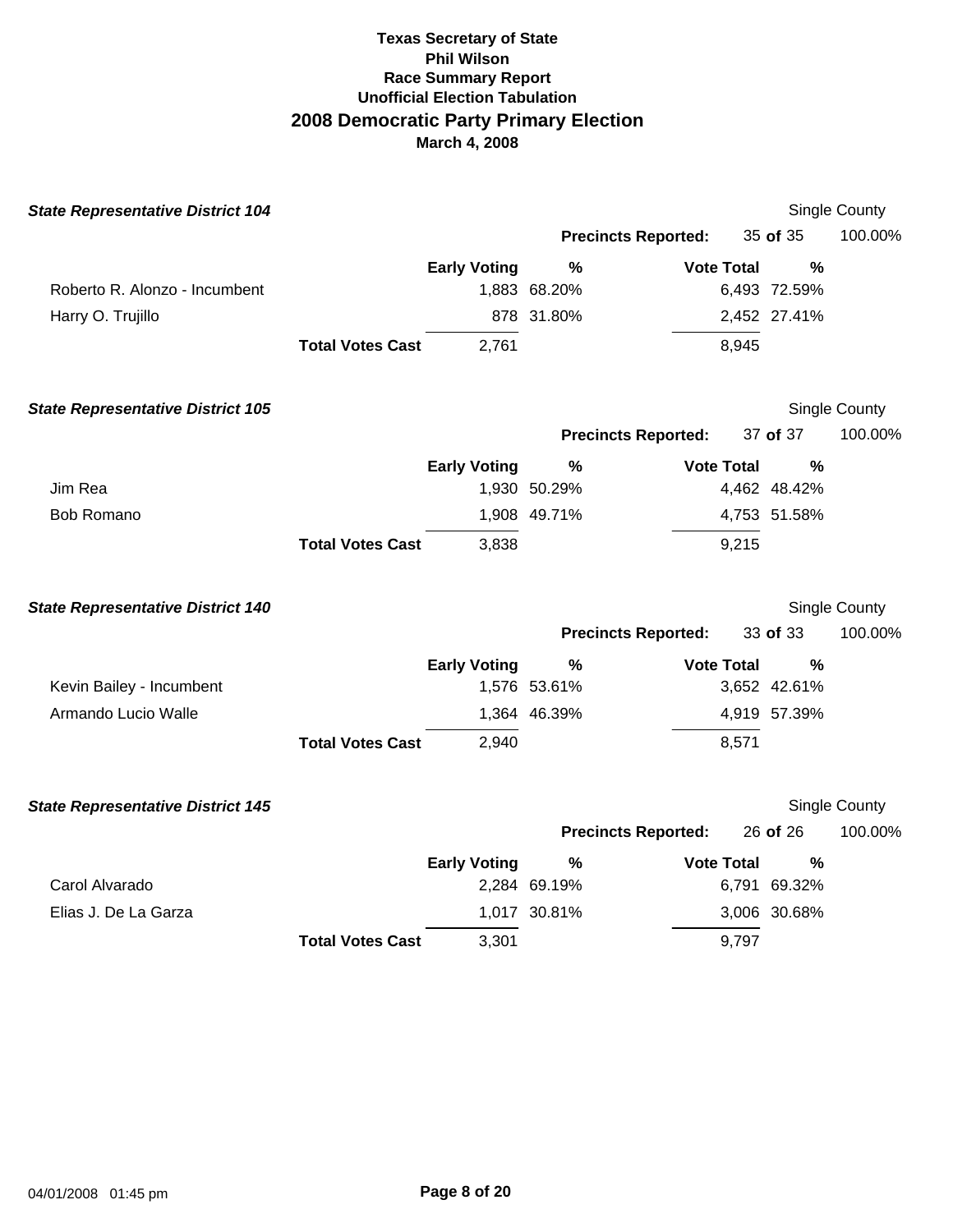**Texas Secretary of State**
**Phil Wilson**
**Race Summary Report**
**Unofficial Election Tabulation**

# 2008 Democratic Party Primary Election

**March 4, 2008**

### *State Representative District 104*

Single County

**Precincts Reported:** 35 **of** 35 100.00%

| | Early Voting | % | Vote Total | % |
|---|---|---|---|---|
| Roberto R. Alonzo - Incumbent | 1,883 | 68.20% | 6,493 | 72.59% |
| Harry O. Trujillo | 878 | 31.80% | 2,452 | 27.41% |
| **Total Votes Cast** | 2,761 | | 8,945 | |

### *State Representative District 105*

Single County

**Precincts Reported:** 37 **of** 37 100.00%

| | Early Voting | % | Vote Total | % |
|---|---|---|---|---|
| Jim Rea | 1,930 | 50.29% | 4,462 | 48.42% |
| Bob Romano | 1,908 | 49.71% | 4,753 | 51.58% |
| **Total Votes Cast** | 3,838 | | 9,215 | |

### *State Representative District 140*

Single County

**Precincts Reported:** 33 **of** 33 100.00%

| | Early Voting | % | Vote Total | % |
|---|---|---|---|---|
| Kevin Bailey - Incumbent | 1,576 | 53.61% | 3,652 | 42.61% |
| Armando Lucio Walle | 1,364 | 46.39% | 4,919 | 57.39% |
| **Total Votes Cast** | 2,940 | | 8,571 | |

### *State Representative District 145*

Single County

**Precincts Reported:** 26 **of** 26 100.00%

| | Early Voting | % | Vote Total | % |
|---|---|---|---|---|
| Carol Alvarado | 2,284 | 69.19% | 6,791 | 69.32% |
| Elias J. De La Garza | 1,017 | 30.81% | 3,006 | 30.68% |
| **Total Votes Cast** | 3,301 | | 9,797 | |

04/01/2008 01:45 pm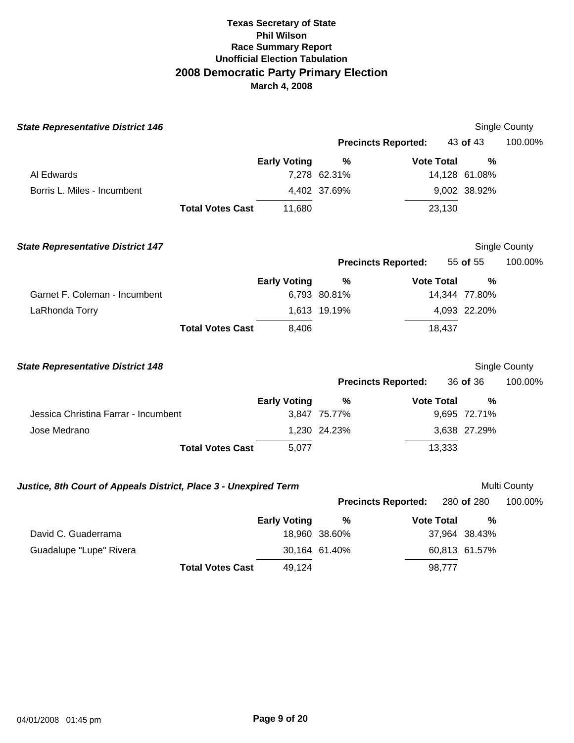# Texas Secretary of State
## Phil Wilson
## Race Summary Report
## Unofficial Election Tabulation
## 2008 Democratic Party Primary Election
**March 4, 2008**

### *State Representative District 146*

Single County

**Precincts Reported:** 43 **of** 43 100.00%

| | Early Voting | % | Vote Total | % |
|---|---|---|---|---|
| Al Edwards | 7,278 | 62.31% | 14,128 | 61.08% |
| Borris L. Miles - Incumbent | 4,402 | 37.69% | 9,002 | 38.92% |
| **Total Votes Cast** | 11,680 | | 23,130 | |

### *State Representative District 147*

Single County

**Precincts Reported:** 55 **of** 55 100.00%

| | Early Voting | % | Vote Total | % |
|---|---|---|---|---|
| Garnet F. Coleman - Incumbent | 6,793 | 80.81% | 14,344 | 77.80% |
| LaRhonda Torry | 1,613 | 19.19% | 4,093 | 22.20% |
| **Total Votes Cast** | 8,406 | | 18,437 | |

### *State Representative District 148*

Single County

**Precincts Reported:** 36 **of** 36 100.00%

| | Early Voting | % | Vote Total | % |
|---|---|---|---|---|
| Jessica Christina Farrar - Incumbent | 3,847 | 75.77% | 9,695 | 72.71% |
| Jose Medrano | 1,230 | 24.23% | 3,638 | 27.29% |
| **Total Votes Cast** | 5,077 | | 13,333 | |

### *Justice, 8th Court of Appeals District, Place 3 - Unexpired Term*

Multi County

**Precincts Reported:** 280 **of** 280 100.00%

| | Early Voting | % | Vote Total | % |
|---|---|---|---|---|
| David C. Guaderrama | 18,960 | 38.60% | 37,964 | 38.43% |
| Guadalupe "Lupe" Rivera | 30,164 | 61.40% | 60,813 | 61.57% |
| **Total Votes Cast** | 49,124 | | 98,777 | |

04/01/2008 01:45 pm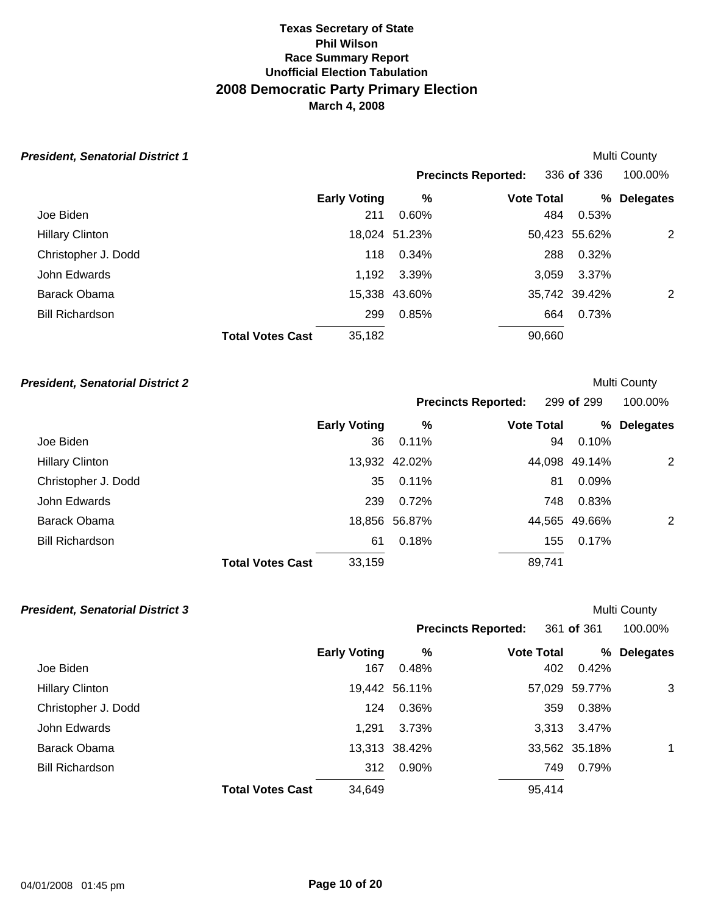**Texas Secretary of State**
**Phil Wilson**
**Race Summary Report**
**Unofficial Election Tabulation**

# 2008 Democratic Party Primary Election

**March 4, 2008**

### *President, Senatorial District 1*

Multi County

**Precincts Reported:** 336 **of** 336 100.00%

| | Early Voting | % | Vote Total | % | Delegates |
|---|---|---|---|---|---|
| Joe Biden | 211 | 0.60% | 484 | 0.53% | |
| Hillary Clinton | 18,024 | 51.23% | 50,423 | 55.62% | 2 |
| Christopher J. Dodd | 118 | 0.34% | 288 | 0.32% | |
| John Edwards | 1,192 | 3.39% | 3,059 | 3.37% | |
| Barack Obama | 15,338 | 43.60% | 35,742 | 39.42% | 2 |
| Bill Richardson | 299 | 0.85% | 664 | 0.73% | |
| **Total Votes Cast** | 35,182 | | 90,660 | | |

### *President, Senatorial District 2*

Multi County

**Precincts Reported:** 299 **of** 299 100.00%

| | Early Voting | % | Vote Total | % | Delegates |
|---|---|---|---|---|---|
| Joe Biden | 36 | 0.11% | 94 | 0.10% | |
| Hillary Clinton | 13,932 | 42.02% | 44,098 | 49.14% | 2 |
| Christopher J. Dodd | 35 | 0.11% | 81 | 0.09% | |
| John Edwards | 239 | 0.72% | 748 | 0.83% | |
| Barack Obama | 18,856 | 56.87% | 44,565 | 49.66% | 2 |
| Bill Richardson | 61 | 0.18% | 155 | 0.17% | |
| **Total Votes Cast** | 33,159 | | 89,741 | | |

### *President, Senatorial District 3*

Multi County

**Precincts Reported:** 361 **of** 361 100.00%

| | Early Voting | % | Vote Total | % | Delegates |
|---|---|---|---|---|---|
| Joe Biden | 167 | 0.48% | 402 | 0.42% | |
| Hillary Clinton | 19,442 | 56.11% | 57,029 | 59.77% | 3 |
| Christopher J. Dodd | 124 | 0.36% | 359 | 0.38% | |
| John Edwards | 1,291 | 3.73% | 3,313 | 3.47% | |
| Barack Obama | 13,313 | 38.42% | 33,562 | 35.18% | 1 |
| Bill Richardson | 312 | 0.90% | 749 | 0.79% | |
| **Total Votes Cast** | 34,649 | | 95,414 | | |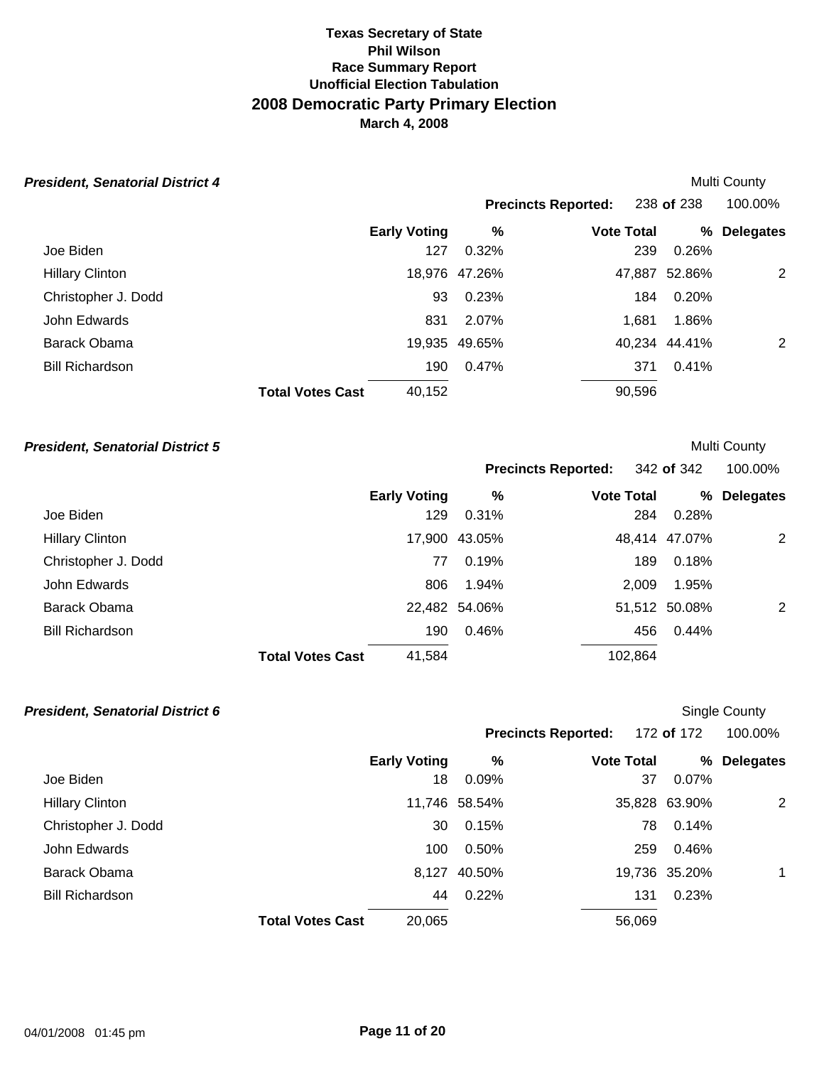**Texas Secretary of State**
**Phil Wilson**
**Race Summary Report**
**Unofficial Election Tabulation**

## 2008 Democratic Party Primary Election

**March 4, 2008**

### *President, Senatorial District 4*

Multi County

**Precincts Reported:** 238 **of** 238 100.00%

| | Early Voting | % | Vote Total | % | Delegates |
|---|---|---|---|---|---|
| Joe Biden | 127 | 0.32% | 239 | 0.26% | |
| Hillary Clinton | 18,976 | 47.26% | 47,887 | 52.86% | 2 |
| Christopher J. Dodd | 93 | 0.23% | 184 | 0.20% | |
| John Edwards | 831 | 2.07% | 1,681 | 1.86% | |
| Barack Obama | 19,935 | 49.65% | 40,234 | 44.41% | 2 |
| Bill Richardson | 190 | 0.47% | 371 | 0.41% | |
| **Total Votes Cast** | 40,152 | | 90,596 | | |

### *President, Senatorial District 5*

Multi County

**Precincts Reported:** 342 **of** 342 100.00%

| | Early Voting | % | Vote Total | % | Delegates |
|---|---|---|---|---|---|
| Joe Biden | 129 | 0.31% | 284 | 0.28% | |
| Hillary Clinton | 17,900 | 43.05% | 48,414 | 47.07% | 2 |
| Christopher J. Dodd | 77 | 0.19% | 189 | 0.18% | |
| John Edwards | 806 | 1.94% | 2,009 | 1.95% | |
| Barack Obama | 22,482 | 54.06% | 51,512 | 50.08% | 2 |
| Bill Richardson | 190 | 0.46% | 456 | 0.44% | |
| **Total Votes Cast** | 41,584 | | 102,864 | | |

### *President, Senatorial District 6*

Single County

**Precincts Reported:** 172 **of** 172 100.00%

| | Early Voting | % | Vote Total | % | Delegates |
|---|---|---|---|---|---|
| Joe Biden | 18 | 0.09% | 37 | 0.07% | |
| Hillary Clinton | 11,746 | 58.54% | 35,828 | 63.90% | 2 |
| Christopher J. Dodd | 30 | 0.15% | 78 | 0.14% | |
| John Edwards | 100 | 0.50% | 259 | 0.46% | |
| Barack Obama | 8,127 | 40.50% | 19,736 | 35.20% | 1 |
| Bill Richardson | 44 | 0.22% | 131 | 0.23% | |
| **Total Votes Cast** | 20,065 | | 56,069 | | |

04/01/2008 01:45 pm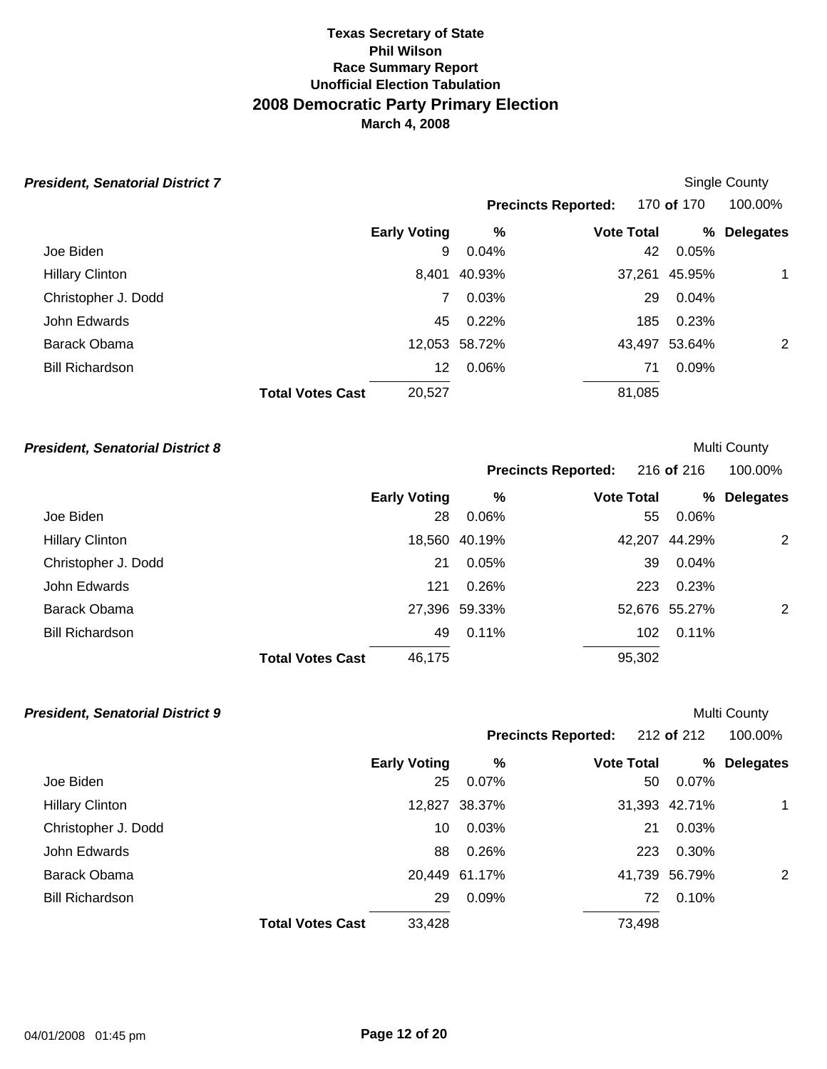**Texas Secretary of State**
**Phil Wilson**
**Race Summary Report**
**Unofficial Election Tabulation**

## 2008 Democratic Party Primary Election

**March 4, 2008**

### *President, Senatorial District 7*

Single County

**Precincts Reported:** 170 **of** 170 100.00%

| | Early Voting | % | Vote Total | % | Delegates |
|---|---|---|---|---|---|
| Joe Biden | 9 | 0.04% | 42 | 0.05% | |
| Hillary Clinton | 8,401 | 40.93% | 37,261 | 45.95% | 1 |
| Christopher J. Dodd | 7 | 0.03% | 29 | 0.04% | |
| John Edwards | 45 | 0.22% | 185 | 0.23% | |
| Barack Obama | 12,053 | 58.72% | 43,497 | 53.64% | 2 |
| Bill Richardson | 12 | 0.06% | 71 | 0.09% | |
| **Total Votes Cast** | 20,527 | | 81,085 | | |

### *President, Senatorial District 8*

Multi County

**Precincts Reported:** 216 **of** 216 100.00%

| | Early Voting | % | Vote Total | % | Delegates |
|---|---|---|---|---|---|
| Joe Biden | 28 | 0.06% | 55 | 0.06% | |
| Hillary Clinton | 18,560 | 40.19% | 42,207 | 44.29% | 2 |
| Christopher J. Dodd | 21 | 0.05% | 39 | 0.04% | |
| John Edwards | 121 | 0.26% | 223 | 0.23% | |
| Barack Obama | 27,396 | 59.33% | 52,676 | 55.27% | 2 |
| Bill Richardson | 49 | 0.11% | 102 | 0.11% | |
| **Total Votes Cast** | 46,175 | | 95,302 | | |

### *President, Senatorial District 9*

Multi County

**Precincts Reported:** 212 **of** 212 100.00%

| | Early Voting | % | Vote Total | % | Delegates |
|---|---|---|---|---|---|
| Joe Biden | 25 | 0.07% | 50 | 0.07% | |
| Hillary Clinton | 12,827 | 38.37% | 31,393 | 42.71% | 1 |
| Christopher J. Dodd | 10 | 0.03% | 21 | 0.03% | |
| John Edwards | 88 | 0.26% | 223 | 0.30% | |
| Barack Obama | 20,449 | 61.17% | 41,739 | 56.79% | 2 |
| Bill Richardson | 29 | 0.09% | 72 | 0.10% | |
| **Total Votes Cast** | 33,428 | | 73,498 | | |

04/01/2008 01:45 pm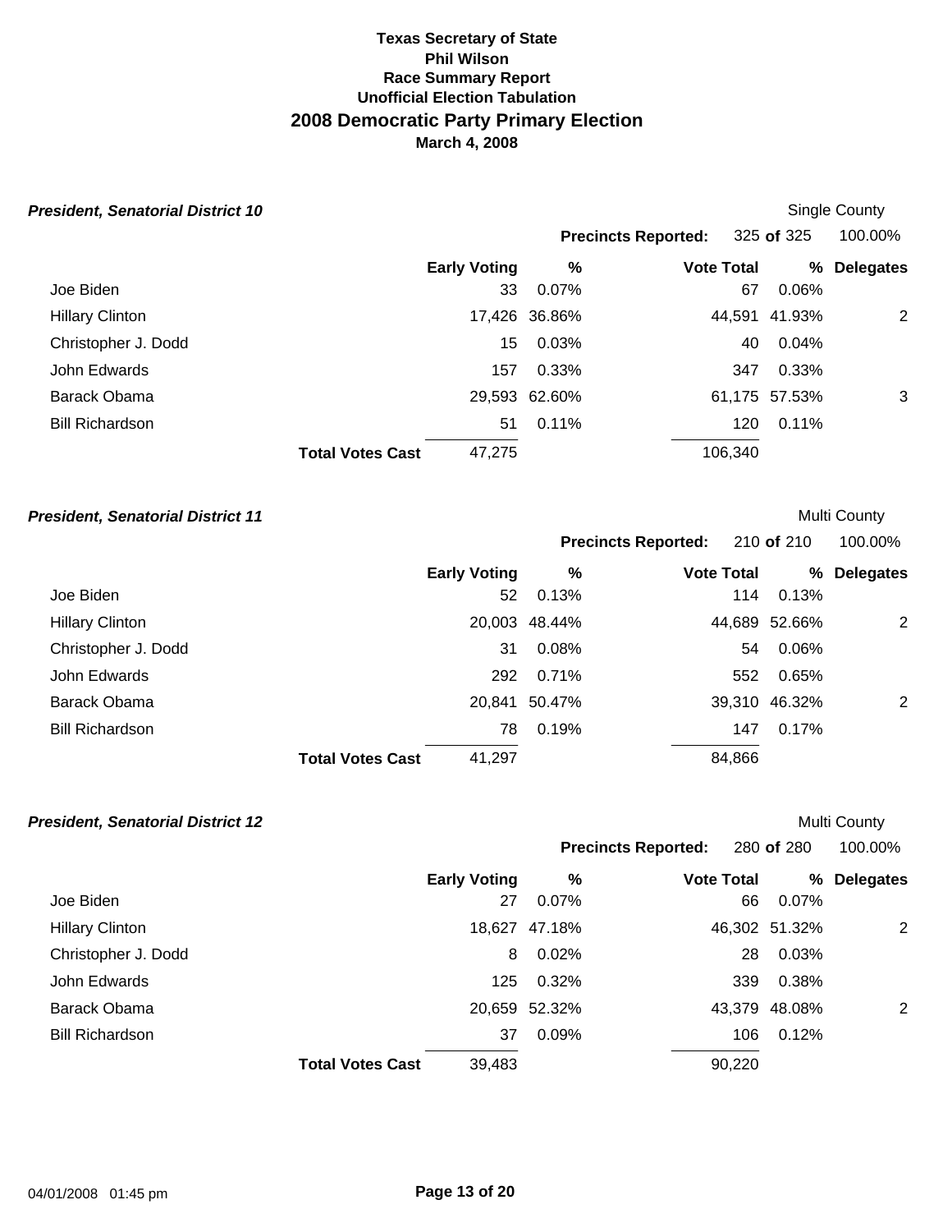**Texas Secretary of State**
**Phil Wilson**
**Race Summary Report**
**Unofficial Election Tabulation**

## 2008 Democratic Party Primary Election

**March 4, 2008**

### *President, Senatorial District 10*

Single County

**Precincts Reported:** 325 **of** 325 100.00%

| | Early Voting | % | Vote Total | % | Delegates |
|---|---|---|---|---|---|
| Joe Biden | 33 | 0.07% | 67 | 0.06% | |
| Hillary Clinton | 17,426 | 36.86% | 44,591 | 41.93% | 2 |
| Christopher J. Dodd | 15 | 0.03% | 40 | 0.04% | |
| John Edwards | 157 | 0.33% | 347 | 0.33% | |
| Barack Obama | 29,593 | 62.60% | 61,175 | 57.53% | 3 |
| Bill Richardson | 51 | 0.11% | 120 | 0.11% | |
| **Total Votes Cast** | 47,275 | | 106,340 | | |

### *President, Senatorial District 11*

Multi County

**Precincts Reported:** 210 **of** 210 100.00%

| | Early Voting | % | Vote Total | % | Delegates |
|---|---|---|---|---|---|
| Joe Biden | 52 | 0.13% | 114 | 0.13% | |
| Hillary Clinton | 20,003 | 48.44% | 44,689 | 52.66% | 2 |
| Christopher J. Dodd | 31 | 0.08% | 54 | 0.06% | |
| John Edwards | 292 | 0.71% | 552 | 0.65% | |
| Barack Obama | 20,841 | 50.47% | 39,310 | 46.32% | 2 |
| Bill Richardson | 78 | 0.19% | 147 | 0.17% | |
| **Total Votes Cast** | 41,297 | | 84,866 | | |

### *President, Senatorial District 12*

Multi County

**Precincts Reported:** 280 **of** 280 100.00%

| | Early Voting | % | Vote Total | % | Delegates |
|---|---|---|---|---|---|
| Joe Biden | 27 | 0.07% | 66 | 0.07% | |
| Hillary Clinton | 18,627 | 47.18% | 46,302 | 51.32% | 2 |
| Christopher J. Dodd | 8 | 0.02% | 28 | 0.03% | |
| John Edwards | 125 | 0.32% | 339 | 0.38% | |
| Barack Obama | 20,659 | 52.32% | 43,379 | 48.08% | 2 |
| Bill Richardson | 37 | 0.09% | 106 | 0.12% | |
| **Total Votes Cast** | 39,483 | | 90,220 | | |

04/01/2008 01:45 pm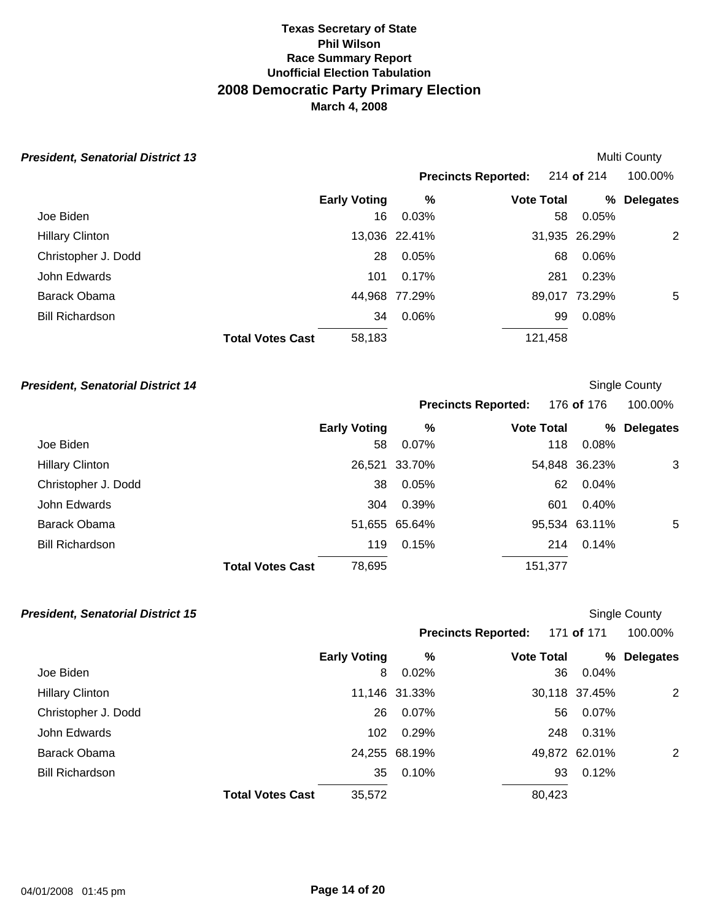**Texas Secretary of State**
**Phil Wilson**
**Race Summary Report**
**Unofficial Election Tabulation**

# 2008 Democratic Party Primary Election

**March 4, 2008**

### *President, Senatorial District 13*

Multi County

**Precincts Reported:** 214 **of** 214 100.00%

| | Early Voting | % | Vote Total | % | Delegates |
|---|---|---|---|---|---|
| Joe Biden | 16 | 0.03% | 58 | 0.05% | |
| Hillary Clinton | 13,036 | 22.41% | 31,935 | 26.29% | 2 |
| Christopher J. Dodd | 28 | 0.05% | 68 | 0.06% | |
| John Edwards | 101 | 0.17% | 281 | 0.23% | |
| Barack Obama | 44,968 | 77.29% | 89,017 | 73.29% | 5 |
| Bill Richardson | 34 | 0.06% | 99 | 0.08% | |
| **Total Votes Cast** | 58,183 | | 121,458 | | |

### *President, Senatorial District 14*

Single County

**Precincts Reported:** 176 **of** 176 100.00%

| | Early Voting | % | Vote Total | % | Delegates |
|---|---|---|---|---|---|
| Joe Biden | 58 | 0.07% | 118 | 0.08% | |
| Hillary Clinton | 26,521 | 33.70% | 54,848 | 36.23% | 3 |
| Christopher J. Dodd | 38 | 0.05% | 62 | 0.04% | |
| John Edwards | 304 | 0.39% | 601 | 0.40% | |
| Barack Obama | 51,655 | 65.64% | 95,534 | 63.11% | 5 |
| Bill Richardson | 119 | 0.15% | 214 | 0.14% | |
| **Total Votes Cast** | 78,695 | | 151,377 | | |

### *President, Senatorial District 15*

Single County

**Precincts Reported:** 171 **of** 171 100.00%

| | Early Voting | % | Vote Total | % | Delegates |
|---|---|---|---|---|---|
| Joe Biden | 8 | 0.02% | 36 | 0.04% | |
| Hillary Clinton | 11,146 | 31.33% | 30,118 | 37.45% | 2 |
| Christopher J. Dodd | 26 | 0.07% | 56 | 0.07% | |
| John Edwards | 102 | 0.29% | 248 | 0.31% | |
| Barack Obama | 24,255 | 68.19% | 49,872 | 62.01% | 2 |
| Bill Richardson | 35 | 0.10% | 93 | 0.12% | |
| **Total Votes Cast** | 35,572 | | 80,423 | | |

04/01/2008 01:45 pm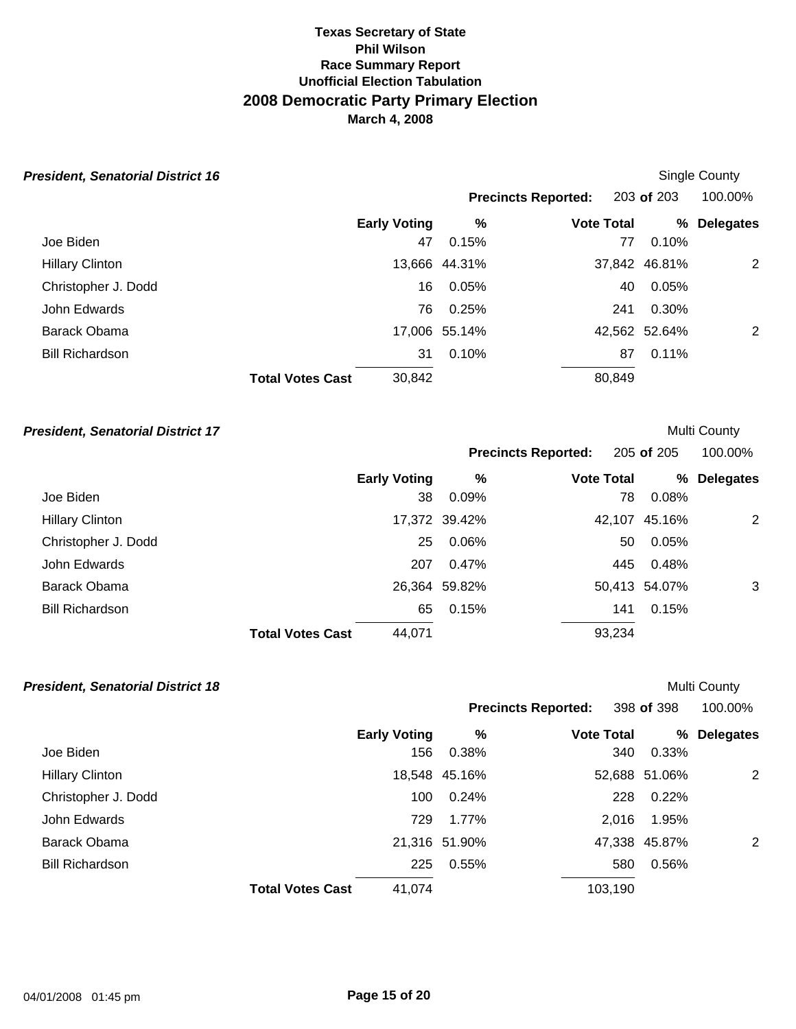**Texas Secretary of State**
**Phil Wilson**
**Race Summary Report**
**Unofficial Election Tabulation**

# 2008 Democratic Party Primary Election

**March 4, 2008**

***President, Senatorial District 16***

Single County

**Precincts Reported:** 203 **of** 203 100.00%

| | Early Voting | % | Vote Total | % | Delegates |
|---|---|---|---|---|---|
| Joe Biden | 47 | 0.15% | 77 | 0.10% | |
| Hillary Clinton | 13,666 | 44.31% | 37,842 | 46.81% | 2 |
| Christopher J. Dodd | 16 | 0.05% | 40 | 0.05% | |
| John Edwards | 76 | 0.25% | 241 | 0.30% | |
| Barack Obama | 17,006 | 55.14% | 42,562 | 52.64% | 2 |
| Bill Richardson | 31 | 0.10% | 87 | 0.11% | |
| **Total Votes Cast** | 30,842 | | 80,849 | | |

***President, Senatorial District 17***

Multi County

**Precincts Reported:** 205 **of** 205 100.00%

| | Early Voting | % | Vote Total | % | Delegates |
|---|---|---|---|---|---|
| Joe Biden | 38 | 0.09% | 78 | 0.08% | |
| Hillary Clinton | 17,372 | 39.42% | 42,107 | 45.16% | 2 |
| Christopher J. Dodd | 25 | 0.06% | 50 | 0.05% | |
| John Edwards | 207 | 0.47% | 445 | 0.48% | |
| Barack Obama | 26,364 | 59.82% | 50,413 | 54.07% | 3 |
| Bill Richardson | 65 | 0.15% | 141 | 0.15% | |
| **Total Votes Cast** | 44,071 | | 93,234 | | |

***President, Senatorial District 18***

Multi County

**Precincts Reported:** 398 **of** 398 100.00%

| | Early Voting | % | Vote Total | % | Delegates |
|---|---|---|---|---|---|
| Joe Biden | 156 | 0.38% | 340 | 0.33% | |
| Hillary Clinton | 18,548 | 45.16% | 52,688 | 51.06% | 2 |
| Christopher J. Dodd | 100 | 0.24% | 228 | 0.22% | |
| John Edwards | 729 | 1.77% | 2,016 | 1.95% | |
| Barack Obama | 21,316 | 51.90% | 47,338 | 45.87% | 2 |
| Bill Richardson | 225 | 0.55% | 580 | 0.56% | |
| **Total Votes Cast** | 41,074 | | 103,190 | | |

04/01/2008 01:45 pm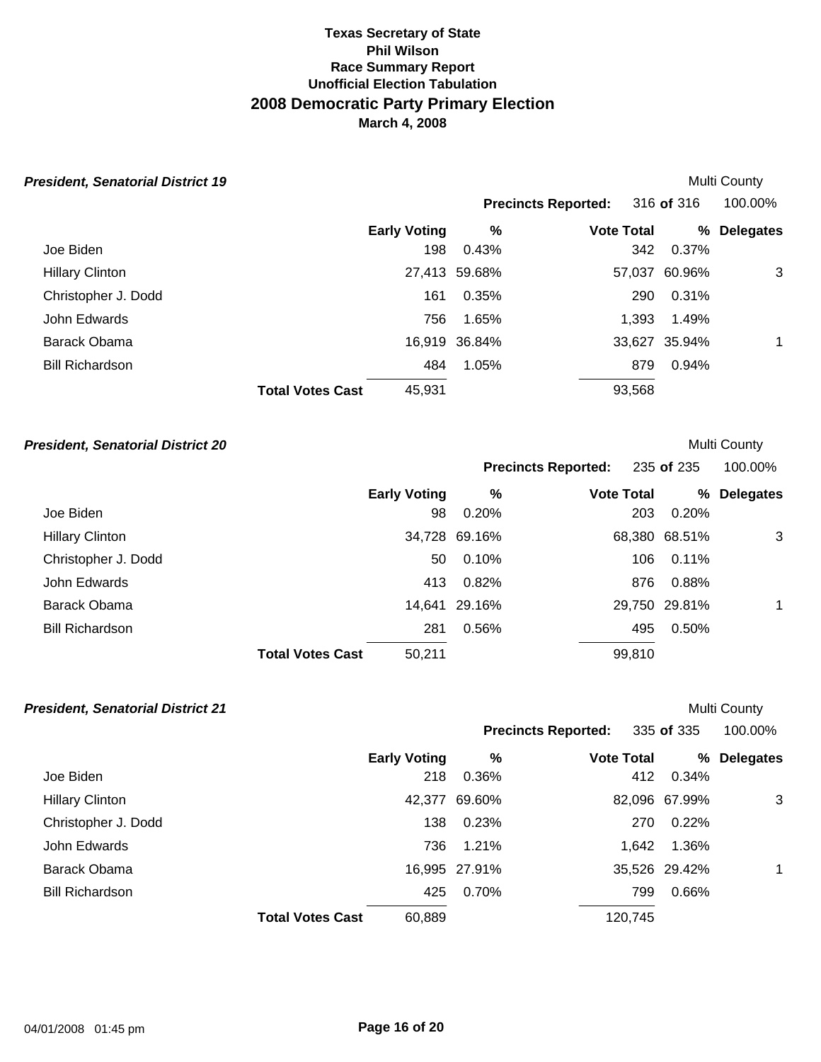**Texas Secretary of State**
**Phil Wilson**
**Race Summary Report**
**Unofficial Election Tabulation**

## 2008 Democratic Party Primary Election

**March 4, 2008**

### *President, Senatorial District 19*

Multi County

**Precincts Reported:** 316 **of** 316 100.00%

| | Early Voting | % | Vote Total | % | Delegates |
|---|---|---|---|---|---|
| Joe Biden | 198 | 0.43% | 342 | 0.37% | |
| Hillary Clinton | 27,413 | 59.68% | 57,037 | 60.96% | 3 |
| Christopher J. Dodd | 161 | 0.35% | 290 | 0.31% | |
| John Edwards | 756 | 1.65% | 1,393 | 1.49% | |
| Barack Obama | 16,919 | 36.84% | 33,627 | 35.94% | 1 |
| Bill Richardson | 484 | 1.05% | 879 | 0.94% | |
| **Total Votes Cast** | 45,931 | | 93,568 | | |

### *President, Senatorial District 20*

Multi County

**Precincts Reported:** 235 **of** 235 100.00%

| | Early Voting | % | Vote Total | % | Delegates |
|---|---|---|---|---|---|
| Joe Biden | 98 | 0.20% | 203 | 0.20% | |
| Hillary Clinton | 34,728 | 69.16% | 68,380 | 68.51% | 3 |
| Christopher J. Dodd | 50 | 0.10% | 106 | 0.11% | |
| John Edwards | 413 | 0.82% | 876 | 0.88% | |
| Barack Obama | 14,641 | 29.16% | 29,750 | 29.81% | 1 |
| Bill Richardson | 281 | 0.56% | 495 | 0.50% | |
| **Total Votes Cast** | 50,211 | | 99,810 | | |

### *President, Senatorial District 21*

Multi County

**Precincts Reported:** 335 **of** 335 100.00%

| | Early Voting | % | Vote Total | % | Delegates |
|---|---|---|---|---|---|
| Joe Biden | 218 | 0.36% | 412 | 0.34% | |
| Hillary Clinton | 42,377 | 69.60% | 82,096 | 67.99% | 3 |
| Christopher J. Dodd | 138 | 0.23% | 270 | 0.22% | |
| John Edwards | 736 | 1.21% | 1,642 | 1.36% | |
| Barack Obama | 16,995 | 27.91% | 35,526 | 29.42% | 1 |
| Bill Richardson | 425 | 0.70% | 799 | 0.66% | |
| **Total Votes Cast** | 60,889 | | 120,745 | | |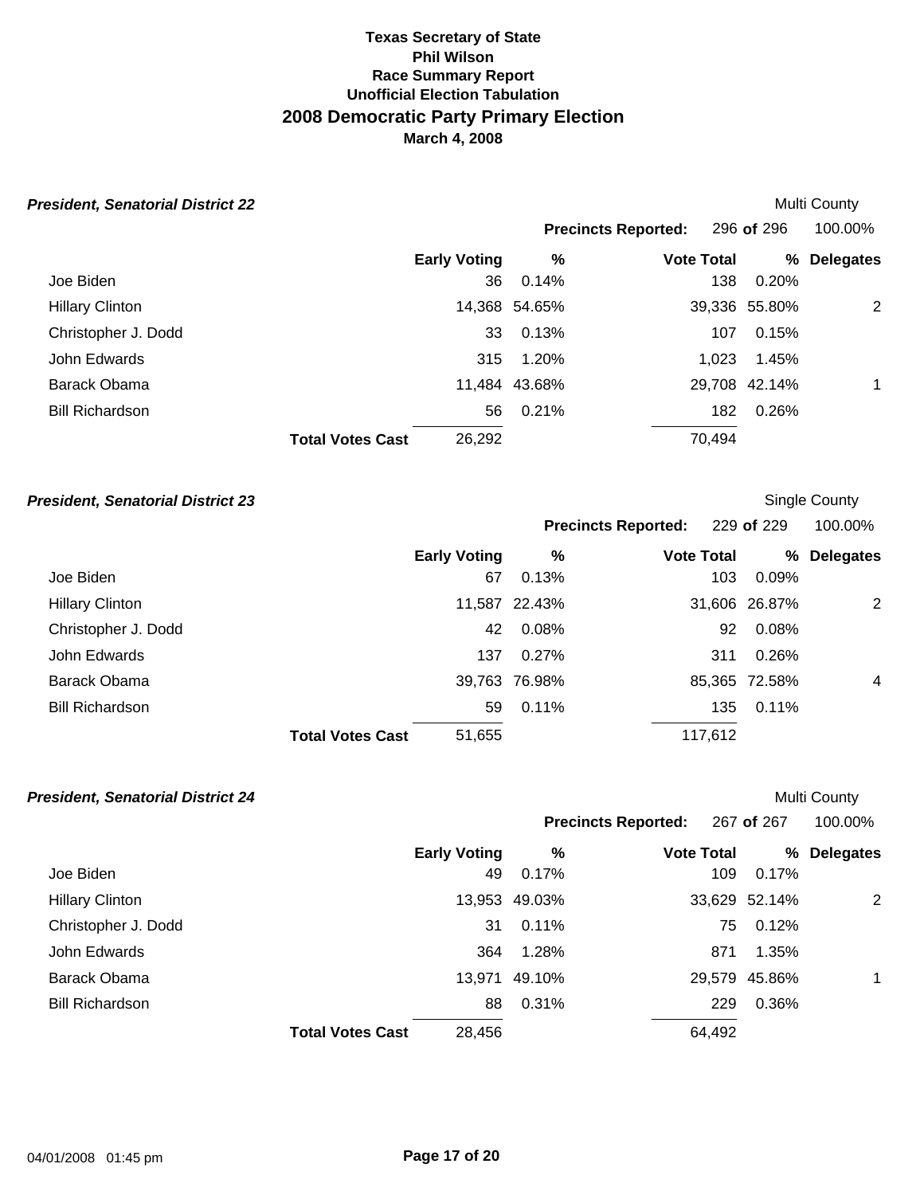**Texas Secretary of State**
**Phil Wilson**
**Race Summary Report**
**Unofficial Election Tabulation**

# 2008 Democratic Party Primary Election

**March 4, 2008**

### *President, Senatorial District 22*

Multi County

**Precincts Reported:** 296 **of** 296 100.00%

| | Early Voting | % | Vote Total | % | Delegates |
|---|---|---|---|---|---|
| Joe Biden | 36 | 0.14% | 138 | 0.20% | |
| Hillary Clinton | 14,368 | 54.65% | 39,336 | 55.80% | 2 |
| Christopher J. Dodd | 33 | 0.13% | 107 | 0.15% | |
| John Edwards | 315 | 1.20% | 1,023 | 1.45% | |
| Barack Obama | 11,484 | 43.68% | 29,708 | 42.14% | 1 |
| Bill Richardson | 56 | 0.21% | 182 | 0.26% | |
| **Total Votes Cast** | 26,292 | | 70,494 | | |

### *President, Senatorial District 23*

Single County

**Precincts Reported:** 229 **of** 229 100.00%

| | Early Voting | % | Vote Total | % | Delegates |
|---|---|---|---|---|---|
| Joe Biden | 67 | 0.13% | 103 | 0.09% | |
| Hillary Clinton | 11,587 | 22.43% | 31,606 | 26.87% | 2 |
| Christopher J. Dodd | 42 | 0.08% | 92 | 0.08% | |
| John Edwards | 137 | 0.27% | 311 | 0.26% | |
| Barack Obama | 39,763 | 76.98% | 85,365 | 72.58% | 4 |
| Bill Richardson | 59 | 0.11% | 135 | 0.11% | |
| **Total Votes Cast** | 51,655 | | 117,612 | | |

### *President, Senatorial District 24*

Multi County

**Precincts Reported:** 267 **of** 267 100.00%

| | Early Voting | % | Vote Total | % | Delegates |
|---|---|---|---|---|---|
| Joe Biden | 49 | 0.17% | 109 | 0.17% | |
| Hillary Clinton | 13,953 | 49.03% | 33,629 | 52.14% | 2 |
| Christopher J. Dodd | 31 | 0.11% | 75 | 0.12% | |
| John Edwards | 364 | 1.28% | 871 | 1.35% | |
| Barack Obama | 13,971 | 49.10% | 29,579 | 45.86% | 1 |
| Bill Richardson | 88 | 0.31% | 229 | 0.36% | |
| **Total Votes Cast** | 28,456 | | 64,492 | | |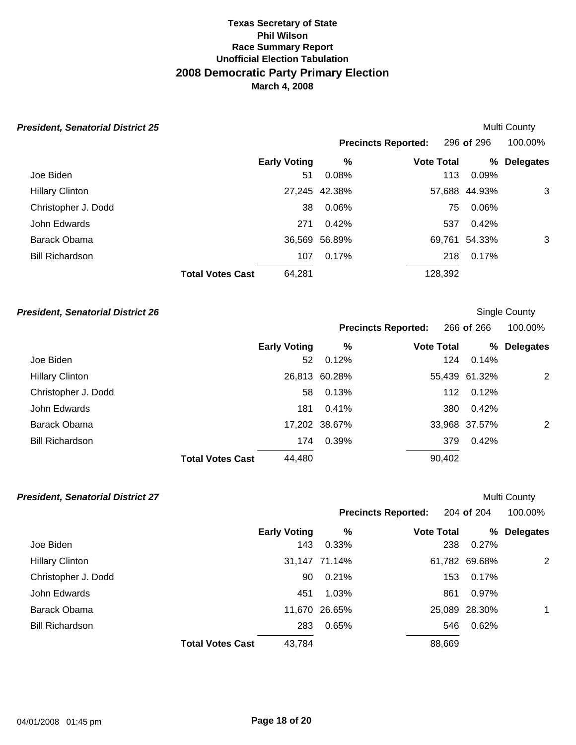**Texas Secretary of State**
**Phil Wilson**
**Race Summary Report**
**Unofficial Election Tabulation**

# 2008 Democratic Party Primary Election

**March 4, 2008**

### *President, Senatorial District 25*

Multi County

**Precincts Reported:** 296 **of** 296 100.00%

| | Early Voting | % | Vote Total | % | Delegates |
|---|---|---|---|---|---|
| Joe Biden | 51 | 0.08% | 113 | 0.09% | |
| Hillary Clinton | 27,245 | 42.38% | 57,688 | 44.93% | 3 |
| Christopher J. Dodd | 38 | 0.06% | 75 | 0.06% | |
| John Edwards | 271 | 0.42% | 537 | 0.42% | |
| Barack Obama | 36,569 | 56.89% | 69,761 | 54.33% | 3 |
| Bill Richardson | 107 | 0.17% | 218 | 0.17% | |
| **Total Votes Cast** | 64,281 | | 128,392 | | |

### *President, Senatorial District 26*

Single County

**Precincts Reported:** 266 **of** 266 100.00%

| | Early Voting | % | Vote Total | % | Delegates |
|---|---|---|---|---|---|
| Joe Biden | 52 | 0.12% | 124 | 0.14% | |
| Hillary Clinton | 26,813 | 60.28% | 55,439 | 61.32% | 2 |
| Christopher J. Dodd | 58 | 0.13% | 112 | 0.12% | |
| John Edwards | 181 | 0.41% | 380 | 0.42% | |
| Barack Obama | 17,202 | 38.67% | 33,968 | 37.57% | 2 |
| Bill Richardson | 174 | 0.39% | 379 | 0.42% | |
| **Total Votes Cast** | 44,480 | | 90,402 | | |

### *President, Senatorial District 27*

Multi County

**Precincts Reported:** 204 **of** 204 100.00%

| | Early Voting | % | Vote Total | % | Delegates |
|---|---|---|---|---|---|
| Joe Biden | 143 | 0.33% | 238 | 0.27% | |
| Hillary Clinton | 31,147 | 71.14% | 61,782 | 69.68% | 2 |
| Christopher J. Dodd | 90 | 0.21% | 153 | 0.17% | |
| John Edwards | 451 | 1.03% | 861 | 0.97% | |
| Barack Obama | 11,670 | 26.65% | 25,089 | 28.30% | 1 |
| Bill Richardson | 283 | 0.65% | 546 | 0.62% | |
| **Total Votes Cast** | 43,784 | | 88,669 | | |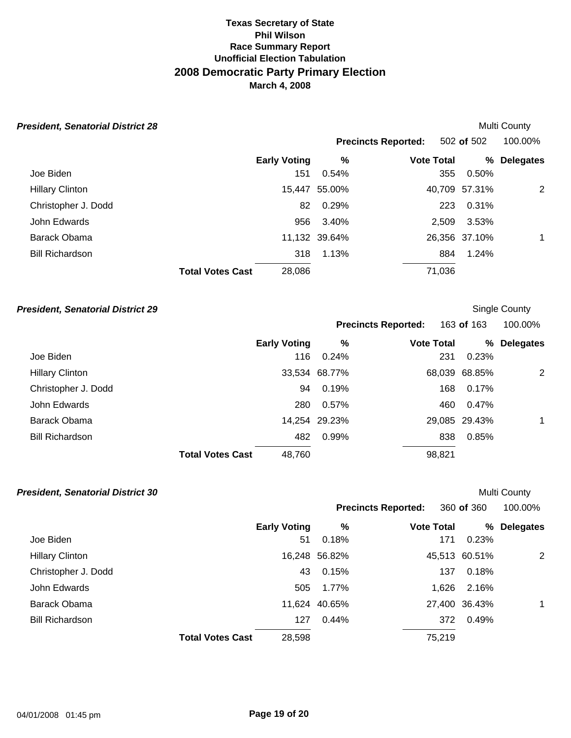**Texas Secretary of State**
**Phil Wilson**
**Race Summary Report**
**Unofficial Election Tabulation**

# 2008 Democratic Party Primary Election

**March 4, 2008**

### *President, Senatorial District 28*

Multi County

**Precincts Reported:** 502 **of** 502 100.00%

| | Early Voting | % | Vote Total | % | Delegates |
|---|---|---|---|---|---|
| Joe Biden | 151 | 0.54% | 355 | 0.50% | |
| Hillary Clinton | 15,447 | 55.00% | 40,709 | 57.31% | 2 |
| Christopher J. Dodd | 82 | 0.29% | 223 | 0.31% | |
| John Edwards | 956 | 3.40% | 2,509 | 3.53% | |
| Barack Obama | 11,132 | 39.64% | 26,356 | 37.10% | 1 |
| Bill Richardson | 318 | 1.13% | 884 | 1.24% | |
| **Total Votes Cast** | 28,086 | | 71,036 | | |

### *President, Senatorial District 29*

Single County

**Precincts Reported:** 163 **of** 163 100.00%

| | Early Voting | % | Vote Total | % | Delegates |
|---|---|---|---|---|---|
| Joe Biden | 116 | 0.24% | 231 | 0.23% | |
| Hillary Clinton | 33,534 | 68.77% | 68,039 | 68.85% | 2 |
| Christopher J. Dodd | 94 | 0.19% | 168 | 0.17% | |
| John Edwards | 280 | 0.57% | 460 | 0.47% | |
| Barack Obama | 14,254 | 29.23% | 29,085 | 29.43% | 1 |
| Bill Richardson | 482 | 0.99% | 838 | 0.85% | |
| **Total Votes Cast** | 48,760 | | 98,821 | | |

### *President, Senatorial District 30*

Multi County

**Precincts Reported:** 360 **of** 360 100.00%

| | Early Voting | % | Vote Total | % | Delegates |
|---|---|---|---|---|---|
| Joe Biden | 51 | 0.18% | 171 | 0.23% | |
| Hillary Clinton | 16,248 | 56.82% | 45,513 | 60.51% | 2 |
| Christopher J. Dodd | 43 | 0.15% | 137 | 0.18% | |
| John Edwards | 505 | 1.77% | 1,626 | 2.16% | |
| Barack Obama | 11,624 | 40.65% | 27,400 | 36.43% | 1 |
| Bill Richardson | 127 | 0.44% | 372 | 0.49% | |
| **Total Votes Cast** | 28,598 | | 75,219 | | |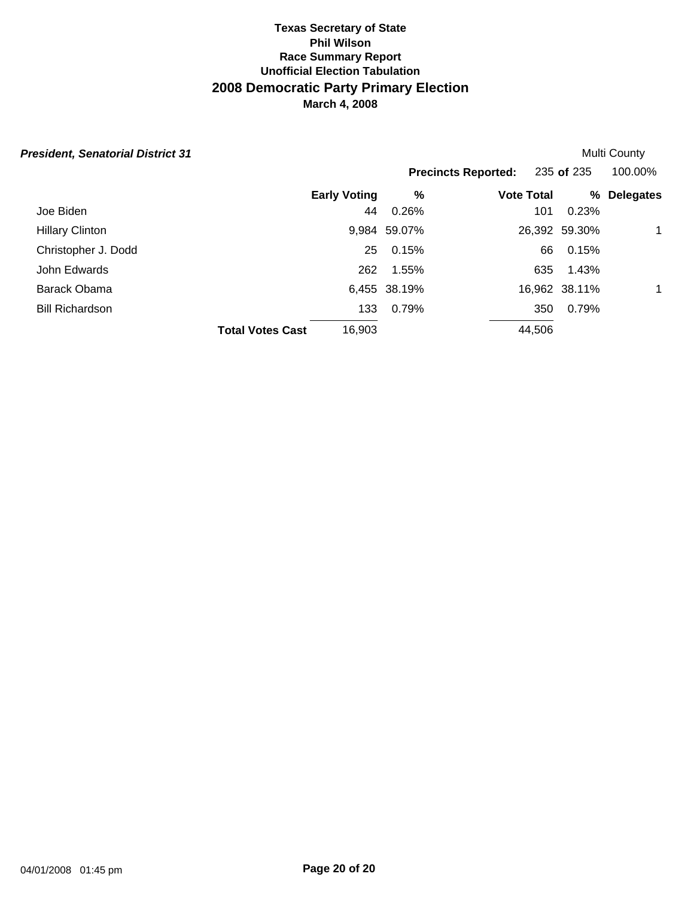**Texas Secretary of State**
**Phil Wilson**
**Race Summary Report**
**Unofficial Election Tabulation**

# 2008 Democratic Party Primary Election

**March 4, 2008**

***President, Senatorial District 31***

Multi County

**Precincts Reported:** 235 **of** 235 100.00%

| | Early Voting | % | Vote Total | % | Delegates |
|---|---|---|---|---|---|
| Joe Biden | 44 | 0.26% | 101 | 0.23% | |
| Hillary Clinton | 9,984 | 59.07% | 26,392 | 59.30% | 1 |
| Christopher J. Dodd | 25 | 0.15% | 66 | 0.15% | |
| John Edwards | 262 | 1.55% | 635 | 1.43% | |
| Barack Obama | 6,455 | 38.19% | 16,962 | 38.11% | 1 |
| Bill Richardson | 133 | 0.79% | 350 | 0.79% | |
| **Total Votes Cast** | 16,903 | | 44,506 | | |

04/01/2008 01:45 pm